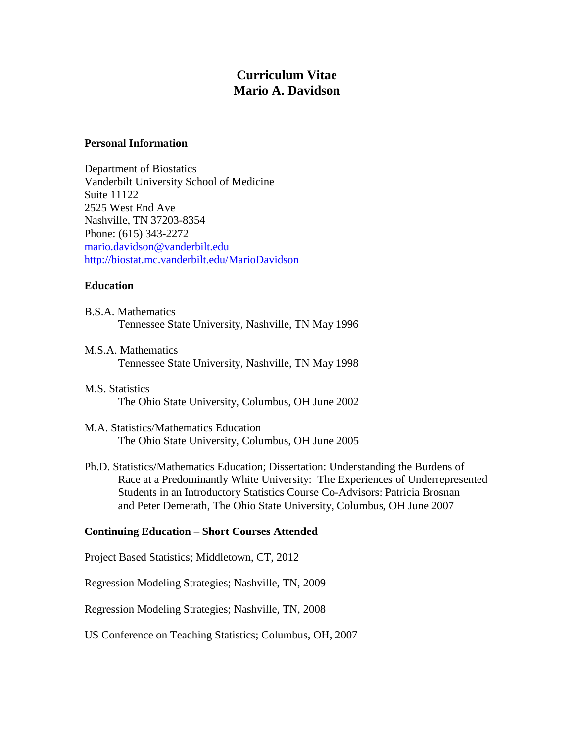# Curriculum Vitae
# Mario A. Davidson

## Personal Information

Department of Biostatics
Vanderbilt University School of Medicine
Suite 11122
2525 West End Ave
Nashville, TN 37203-8354
Phone: (615) 343-2272
mario.davidson@vanderbilt.edu
http://biostat.mc.vanderbilt.edu/MarioDavidson

## Education

B.S.A. Mathematics
Tennessee State University, Nashville, TN May 1996

M.S.A. Mathematics
Tennessee State University, Nashville, TN May 1998

M.S. Statistics
The Ohio State University, Columbus, OH June 2002

M.A. Statistics/Mathematics Education
The Ohio State University, Columbus, OH June 2005

Ph.D. Statistics/Mathematics Education; Dissertation: Understanding the Burdens of Race at a Predominantly White University: The Experiences of Underrepresented Students in an Introductory Statistics Course Co-Advisors: Patricia Brosnan and Peter Demerath, The Ohio State University, Columbus, OH June 2007

## Continuing Education – Short Courses Attended

Project Based Statistics; Middletown, CT, 2012

Regression Modeling Strategies; Nashville, TN, 2009

Regression Modeling Strategies; Nashville, TN, 2008

US Conference on Teaching Statistics; Columbus, OH, 2007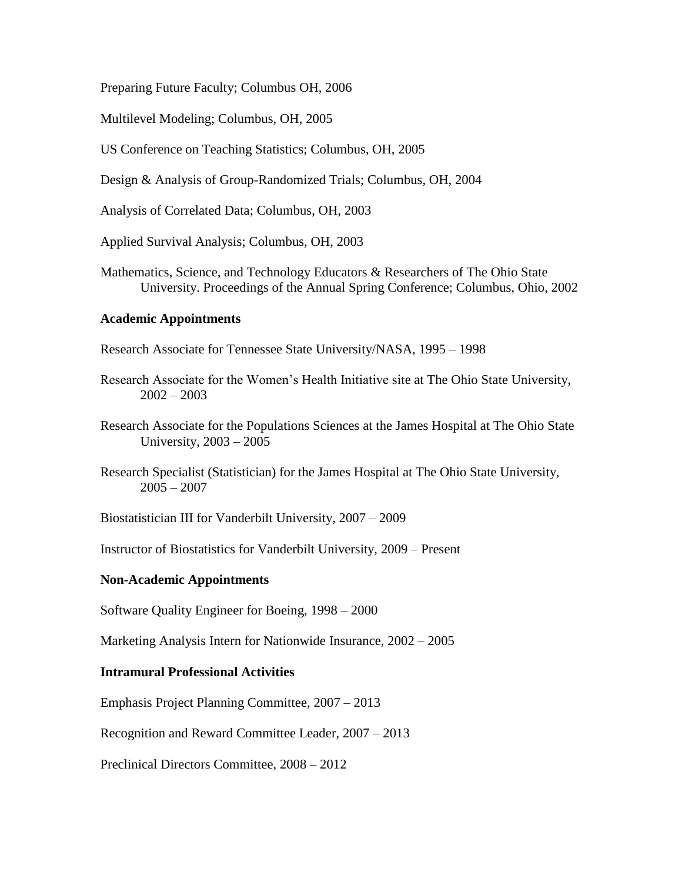Preparing Future Faculty; Columbus OH, 2006

Multilevel Modeling; Columbus, OH, 2005

US Conference on Teaching Statistics; Columbus, OH, 2005

Design & Analysis of Group-Randomized Trials; Columbus, OH, 2004

Analysis of Correlated Data; Columbus, OH, 2003

Applied Survival Analysis; Columbus, OH, 2003

Mathematics, Science, and Technology Educators & Researchers of The Ohio State University. Proceedings of the Annual Spring Conference; Columbus, Ohio, 2002

**Academic Appointments**

Research Associate for Tennessee State University/NASA, 1995 – 1998

Research Associate for the Women's Health Initiative site at The Ohio State University, 2002 – 2003

Research Associate for the Populations Sciences at the James Hospital at The Ohio State University, 2003 – 2005

Research Specialist (Statistician) for the James Hospital at The Ohio State University, 2005 – 2007

Biostatistician III for Vanderbilt University, 2007 – 2009

Instructor of Biostatistics for Vanderbilt University, 2009 – Present

**Non-Academic Appointments**

Software Quality Engineer for Boeing, 1998 – 2000

Marketing Analysis Intern for Nationwide Insurance, 2002 – 2005

**Intramural Professional Activities**

Emphasis Project Planning Committee, 2007 – 2013

Recognition and Reward Committee Leader, 2007 – 2013

Preclinical Directors Committee, 2008 – 2012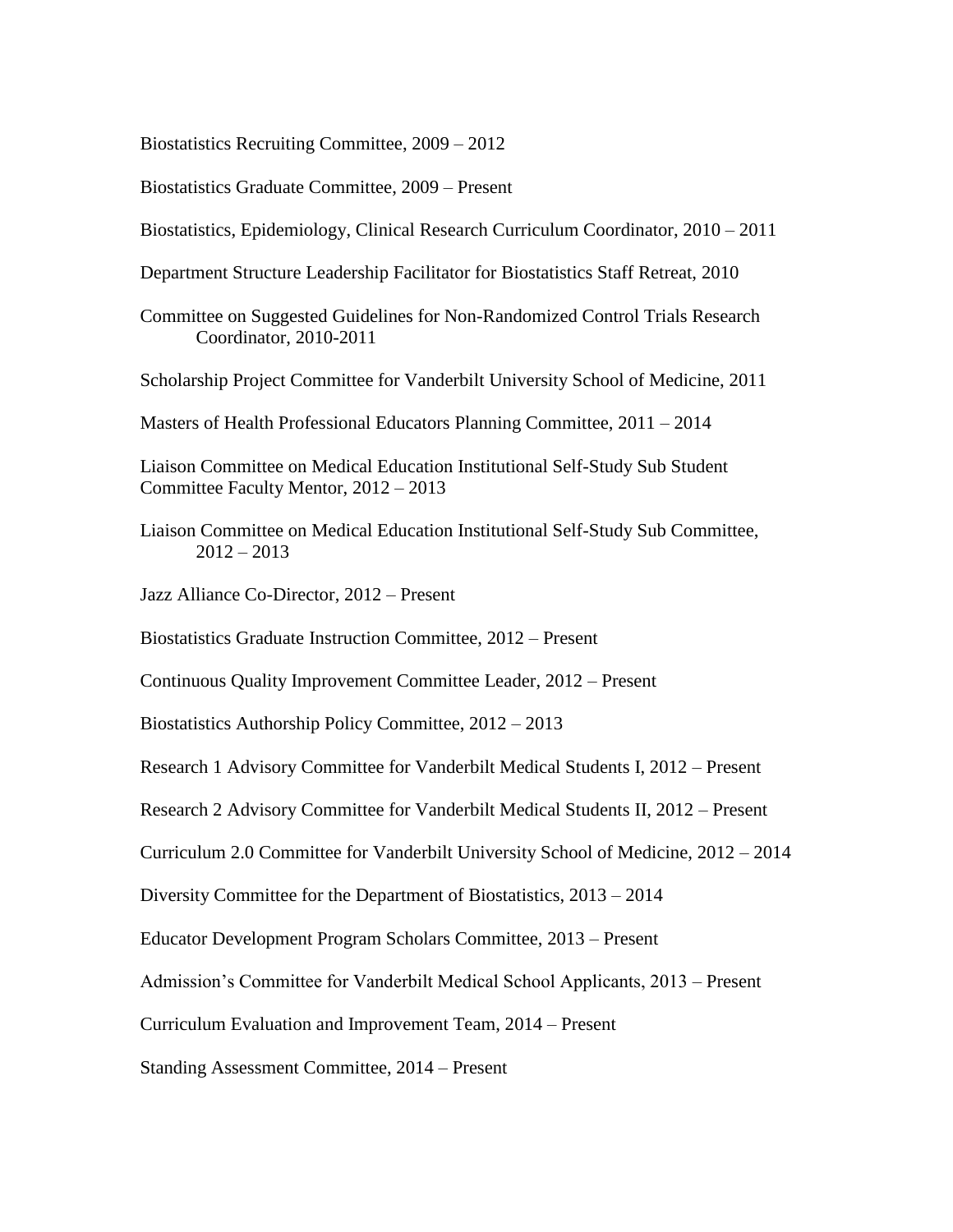Biostatistics Recruiting Committee, 2009 – 2012

Biostatistics Graduate Committee, 2009 – Present

Biostatistics, Epidemiology, Clinical Research Curriculum Coordinator, 2010 – 2011

Department Structure Leadership Facilitator for Biostatistics Staff Retreat, 2010

Committee on Suggested Guidelines for Non-Randomized Control Trials Research Coordinator, 2010-2011

Scholarship Project Committee for Vanderbilt University School of Medicine, 2011

Masters of Health Professional Educators Planning Committee, 2011 – 2014

Liaison Committee on Medical Education Institutional Self-Study Sub Student Committee Faculty Mentor, 2012 – 2013

Liaison Committee on Medical Education Institutional Self-Study Sub Committee, 2012 – 2013

Jazz Alliance Co-Director, 2012 – Present

Biostatistics Graduate Instruction Committee, 2012 – Present

Continuous Quality Improvement Committee Leader, 2012 – Present

Biostatistics Authorship Policy Committee, 2012 – 2013

Research 1 Advisory Committee for Vanderbilt Medical Students I, 2012 – Present

Research 2 Advisory Committee for Vanderbilt Medical Students II, 2012 – Present

Curriculum 2.0 Committee for Vanderbilt University School of Medicine, 2012 – 2014

Diversity Committee for the Department of Biostatistics, 2013 – 2014

Educator Development Program Scholars Committee, 2013 – Present

Admission's Committee for Vanderbilt Medical School Applicants, 2013 – Present

Curriculum Evaluation and Improvement Team, 2014 – Present

Standing Assessment Committee, 2014 – Present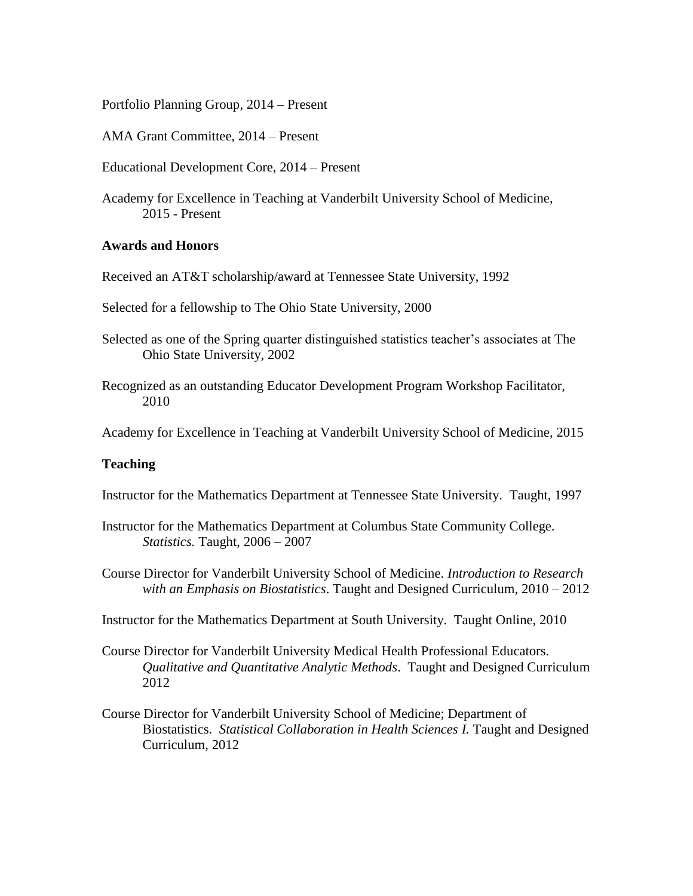Portfolio Planning Group, 2014 – Present

AMA Grant Committee, 2014 – Present

Educational Development Core, 2014 – Present

Academy for Excellence in Teaching at Vanderbilt University School of Medicine, 2015 - Present

**Awards and Honors**

Received an AT&T scholarship/award at Tennessee State University, 1992

Selected for a fellowship to The Ohio State University, 2000

Selected as one of the Spring quarter distinguished statistics teacher's associates at The Ohio State University, 2002

Recognized as an outstanding Educator Development Program Workshop Facilitator, 2010

Academy for Excellence in Teaching at Vanderbilt University School of Medicine, 2015

**Teaching**

Instructor for the Mathematics Department at Tennessee State University. Taught, 1997

Instructor for the Mathematics Department at Columbus State Community College. *Statistics.* Taught, 2006 – 2007

Course Director for Vanderbilt University School of Medicine. *Introduction to Research with an Emphasis on Biostatistics*. Taught and Designed Curriculum, 2010 – 2012

Instructor for the Mathematics Department at South University. Taught Online, 2010

Course Director for Vanderbilt University Medical Health Professional Educators. *Qualitative and Quantitative Analytic Methods*. Taught and Designed Curriculum 2012

Course Director for Vanderbilt University School of Medicine; Department of Biostatistics. *Statistical Collaboration in Health Sciences I.* Taught and Designed Curriculum, 2012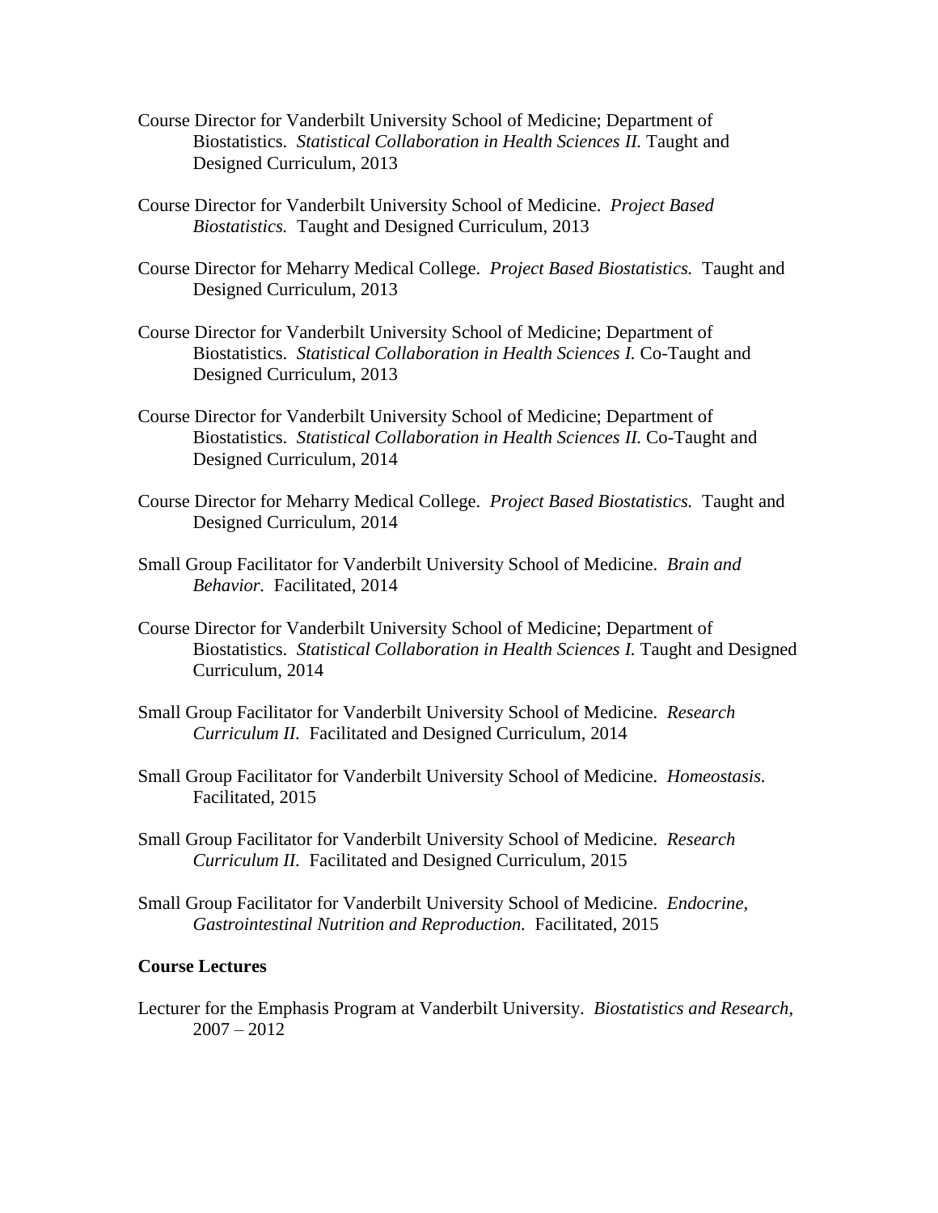Course Director for Vanderbilt University School of Medicine; Department of Biostatistics. *Statistical Collaboration in Health Sciences II.* Taught and Designed Curriculum, 2013

Course Director for Vanderbilt University School of Medicine. *Project Based Biostatistics.* Taught and Designed Curriculum, 2013

Course Director for Meharry Medical College. *Project Based Biostatistics.* Taught and Designed Curriculum, 2013

Course Director for Vanderbilt University School of Medicine; Department of Biostatistics. *Statistical Collaboration in Health Sciences I.* Co-Taught and Designed Curriculum, 2013

Course Director for Vanderbilt University School of Medicine; Department of Biostatistics. *Statistical Collaboration in Health Sciences II.* Co-Taught and Designed Curriculum, 2014

Course Director for Meharry Medical College. *Project Based Biostatistics.* Taught and Designed Curriculum, 2014

Small Group Facilitator for Vanderbilt University School of Medicine. *Brain and Behavior.* Facilitated, 2014

Course Director for Vanderbilt University School of Medicine; Department of Biostatistics. *Statistical Collaboration in Health Sciences I.* Taught and Designed Curriculum, 2014

Small Group Facilitator for Vanderbilt University School of Medicine. *Research Curriculum II.* Facilitated and Designed Curriculum, 2014

Small Group Facilitator for Vanderbilt University School of Medicine. *Homeostasis.* Facilitated, 2015

Small Group Facilitator for Vanderbilt University School of Medicine. *Research Curriculum II.* Facilitated and Designed Curriculum, 2015

Small Group Facilitator for Vanderbilt University School of Medicine. *Endocrine, Gastrointestinal Nutrition and Reproduction.* Facilitated, 2015

**Course Lectures**

Lecturer for the Emphasis Program at Vanderbilt University. *Biostatistics and Research,* 2007 – 2012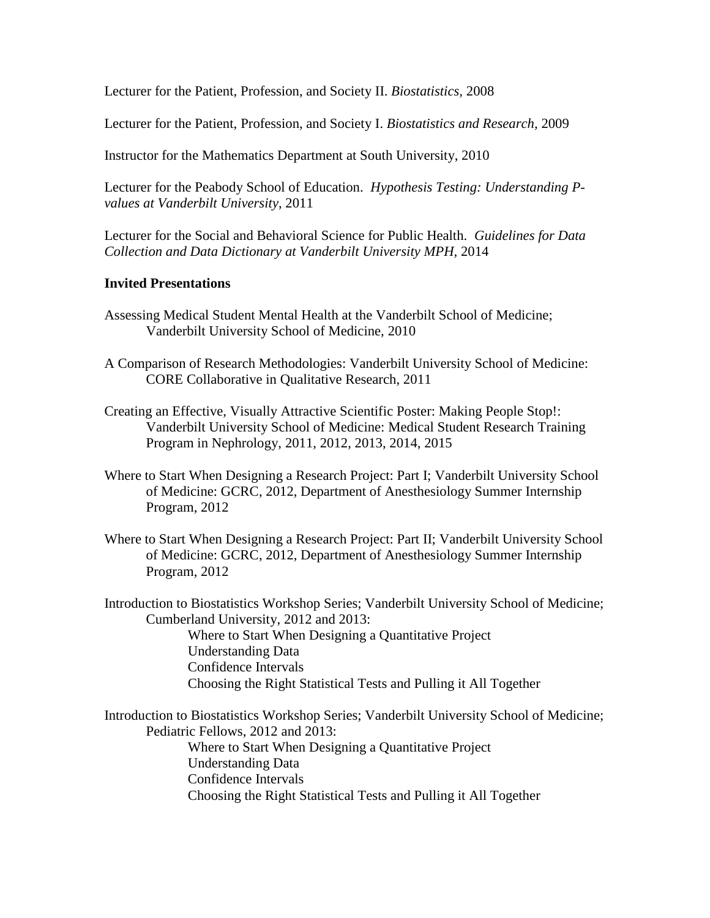Lecturer for the Patient, Profession, and Society II. *Biostatistics*, 2008

Lecturer for the Patient, Profession, and Society I. *Biostatistics and Research*, 2009

Instructor for the Mathematics Department at South University, 2010

Lecturer for the Peabody School of Education. *Hypothesis Testing: Understanding P-values at Vanderbilt University*, 2011

Lecturer for the Social and Behavioral Science for Public Health. *Guidelines for Data Collection and Data Dictionary at Vanderbilt University MPH*, 2014

**Invited Presentations**

Assessing Medical Student Mental Health at the Vanderbilt School of Medicine; Vanderbilt University School of Medicine, 2010

A Comparison of Research Methodologies: Vanderbilt University School of Medicine: CORE Collaborative in Qualitative Research, 2011

Creating an Effective, Visually Attractive Scientific Poster: Making People Stop!: Vanderbilt University School of Medicine: Medical Student Research Training Program in Nephrology, 2011, 2012, 2013, 2014, 2015

Where to Start When Designing a Research Project: Part I; Vanderbilt University School of Medicine: GCRC, 2012, Department of Anesthesiology Summer Internship Program, 2012

Where to Start When Designing a Research Project: Part II; Vanderbilt University School of Medicine: GCRC, 2012, Department of Anesthesiology Summer Internship Program, 2012

Introduction to Biostatistics Workshop Series; Vanderbilt University School of Medicine; Cumberland University, 2012 and 2013:

- Where to Start When Designing a Quantitative Project
- Understanding Data
- Confidence Intervals
- Choosing the Right Statistical Tests and Pulling it All Together

Introduction to Biostatistics Workshop Series; Vanderbilt University School of Medicine; Pediatric Fellows, 2012 and 2013:

- Where to Start When Designing a Quantitative Project
- Understanding Data
- Confidence Intervals
- Choosing the Right Statistical Tests and Pulling it All Together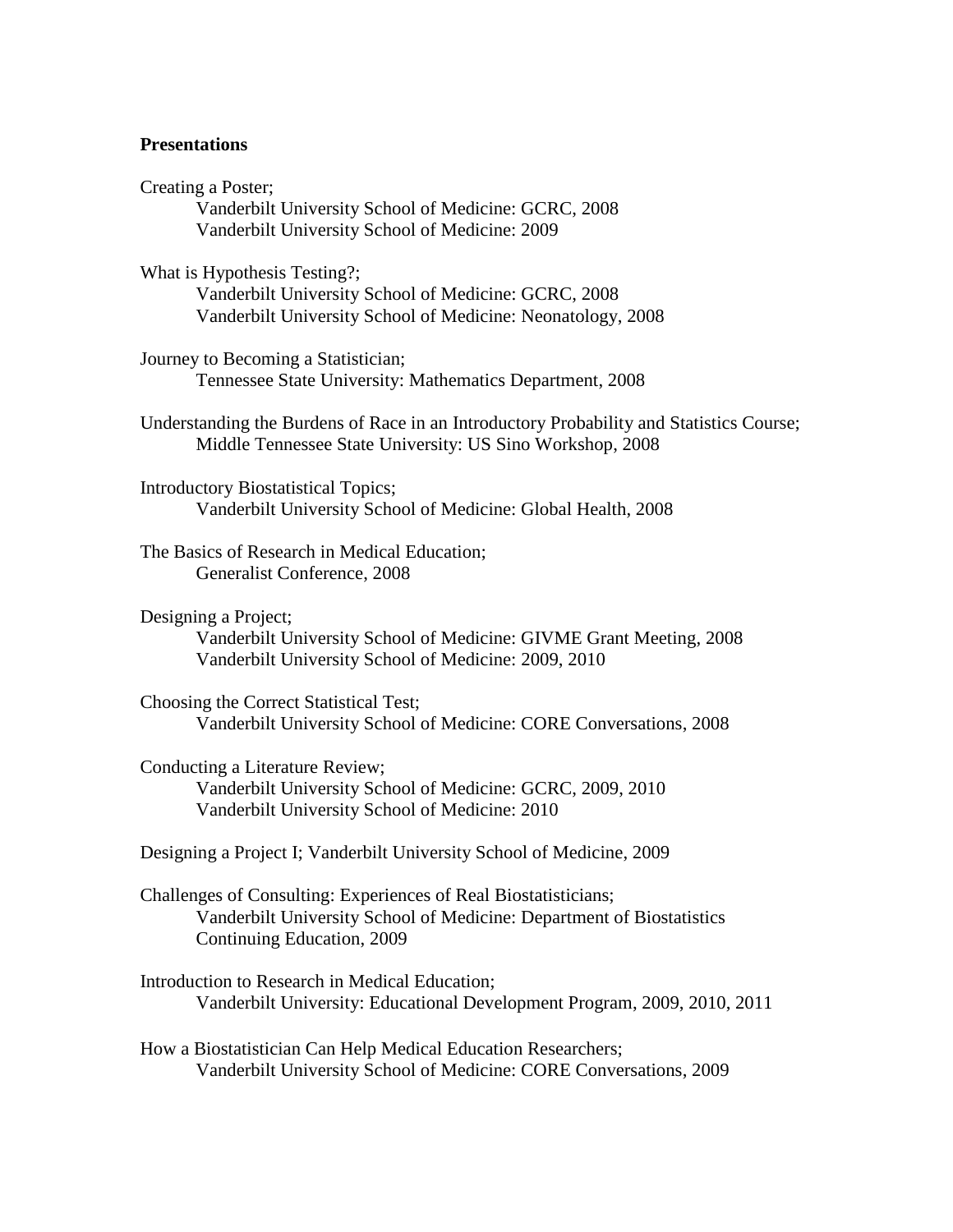**Presentations**

Creating a Poster;
    Vanderbilt University School of Medicine: GCRC, 2008
    Vanderbilt University School of Medicine: 2009

What is Hypothesis Testing?;
    Vanderbilt University School of Medicine: GCRC, 2008
    Vanderbilt University School of Medicine: Neonatology, 2008

Journey to Becoming a Statistician;
    Tennessee State University: Mathematics Department, 2008

Understanding the Burdens of Race in an Introductory Probability and Statistics Course;
    Middle Tennessee State University: US Sino Workshop, 2008

Introductory Biostatistical Topics;
    Vanderbilt University School of Medicine: Global Health, 2008

The Basics of Research in Medical Education;
    Generalist Conference, 2008

Designing a Project;
    Vanderbilt University School of Medicine: GIVME Grant Meeting, 2008
    Vanderbilt University School of Medicine: 2009, 2010

Choosing the Correct Statistical Test;
    Vanderbilt University School of Medicine: CORE Conversations, 2008

Conducting a Literature Review;
    Vanderbilt University School of Medicine: GCRC, 2009, 2010
    Vanderbilt University School of Medicine: 2010

Designing a Project I; Vanderbilt University School of Medicine, 2009

Challenges of Consulting: Experiences of Real Biostatisticians;
    Vanderbilt University School of Medicine: Department of Biostatistics
    Continuing Education, 2009

Introduction to Research in Medical Education;
    Vanderbilt University: Educational Development Program, 2009, 2010, 2011

How a Biostatistician Can Help Medical Education Researchers;
    Vanderbilt University School of Medicine: CORE Conversations, 2009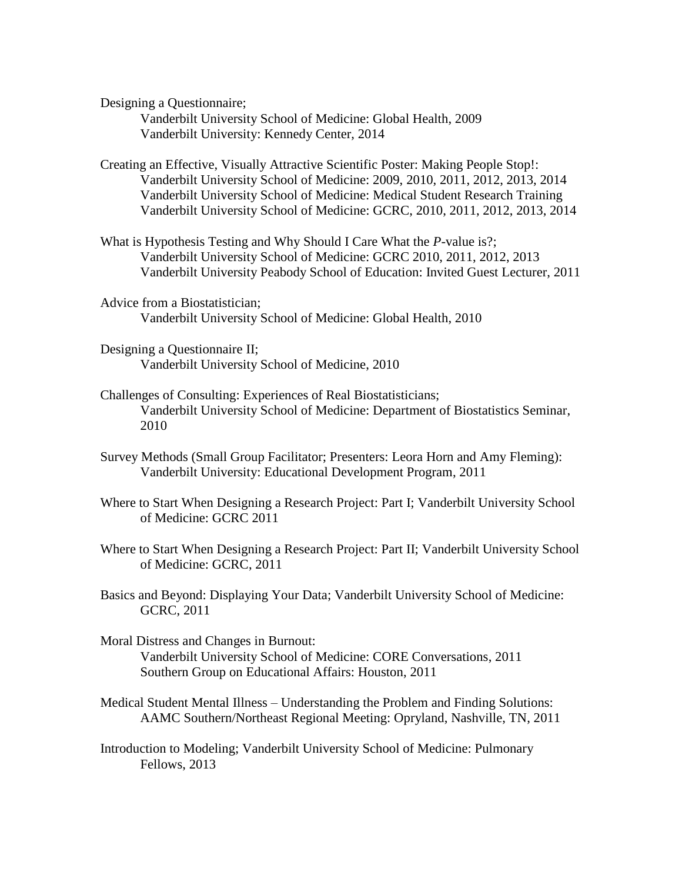Designing a Questionnaire;
    Vanderbilt University School of Medicine: Global Health, 2009
    Vanderbilt University: Kennedy Center, 2014

Creating an Effective, Visually Attractive Scientific Poster: Making People Stop!:
    Vanderbilt University School of Medicine: 2009, 2010, 2011, 2012, 2013, 2014
    Vanderbilt University School of Medicine: Medical Student Research Training
    Vanderbilt University School of Medicine: GCRC, 2010, 2011, 2012, 2013, 2014

What is Hypothesis Testing and Why Should I Care What the *P*-value is?;
    Vanderbilt University School of Medicine: GCRC 2010, 2011, 2012, 2013
    Vanderbilt University Peabody School of Education: Invited Guest Lecturer, 2011

Advice from a Biostatistician;
    Vanderbilt University School of Medicine: Global Health, 2010

Designing a Questionnaire II;
    Vanderbilt University School of Medicine, 2010

Challenges of Consulting: Experiences of Real Biostatisticians;
    Vanderbilt University School of Medicine: Department of Biostatistics Seminar, 2010

Survey Methods (Small Group Facilitator; Presenters: Leora Horn and Amy Fleming):
    Vanderbilt University: Educational Development Program, 2011

Where to Start When Designing a Research Project: Part I; Vanderbilt University School of Medicine: GCRC 2011

Where to Start When Designing a Research Project: Part II; Vanderbilt University School of Medicine: GCRC, 2011

Basics and Beyond: Displaying Your Data; Vanderbilt University School of Medicine: GCRC, 2011

Moral Distress and Changes in Burnout:
    Vanderbilt University School of Medicine: CORE Conversations, 2011
    Southern Group on Educational Affairs: Houston, 2011

Medical Student Mental Illness – Understanding the Problem and Finding Solutions:
    AAMC Southern/Northeast Regional Meeting: Opryland, Nashville, TN, 2011

Introduction to Modeling; Vanderbilt University School of Medicine: Pulmonary Fellows, 2013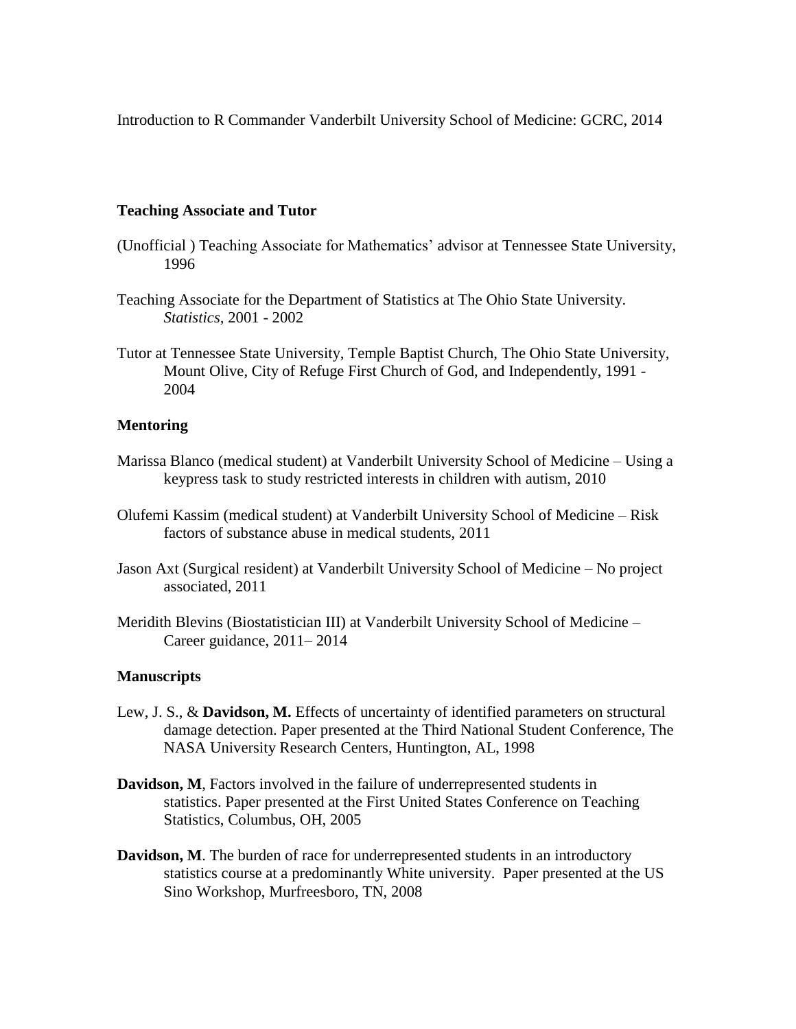Introduction to R Commander Vanderbilt University School of Medicine: GCRC, 2014

### Teaching Associate and Tutor

(Unofficial ) Teaching Associate for Mathematics' advisor at Tennessee State University, 1996

Teaching Associate for the Department of Statistics at The Ohio State University. *Statistics*, 2001 - 2002

Tutor at Tennessee State University, Temple Baptist Church, The Ohio State University, Mount Olive, City of Refuge First Church of God, and Independently, 1991 - 2004

### Mentoring

Marissa Blanco (medical student) at Vanderbilt University School of Medicine – Using a keypress task to study restricted interests in children with autism, 2010

Olufemi Kassim (medical student) at Vanderbilt University School of Medicine – Risk factors of substance abuse in medical students, 2011

Jason Axt (Surgical resident) at Vanderbilt University School of Medicine – No project associated, 2011

Meridith Blevins (Biostatistician III) at Vanderbilt University School of Medicine – Career guidance, 2011– 2014

### Manuscripts

Lew, J. S., & **Davidson, M.** Effects of uncertainty of identified parameters on structural damage detection. Paper presented at the Third National Student Conference, The NASA University Research Centers, Huntington, AL, 1998

**Davidson, M**, Factors involved in the failure of underrepresented students in statistics. Paper presented at the First United States Conference on Teaching Statistics, Columbus, OH, 2005

**Davidson, M**. The burden of race for underrepresented students in an introductory statistics course at a predominantly White university. Paper presented at the US Sino Workshop, Murfreesboro, TN, 2008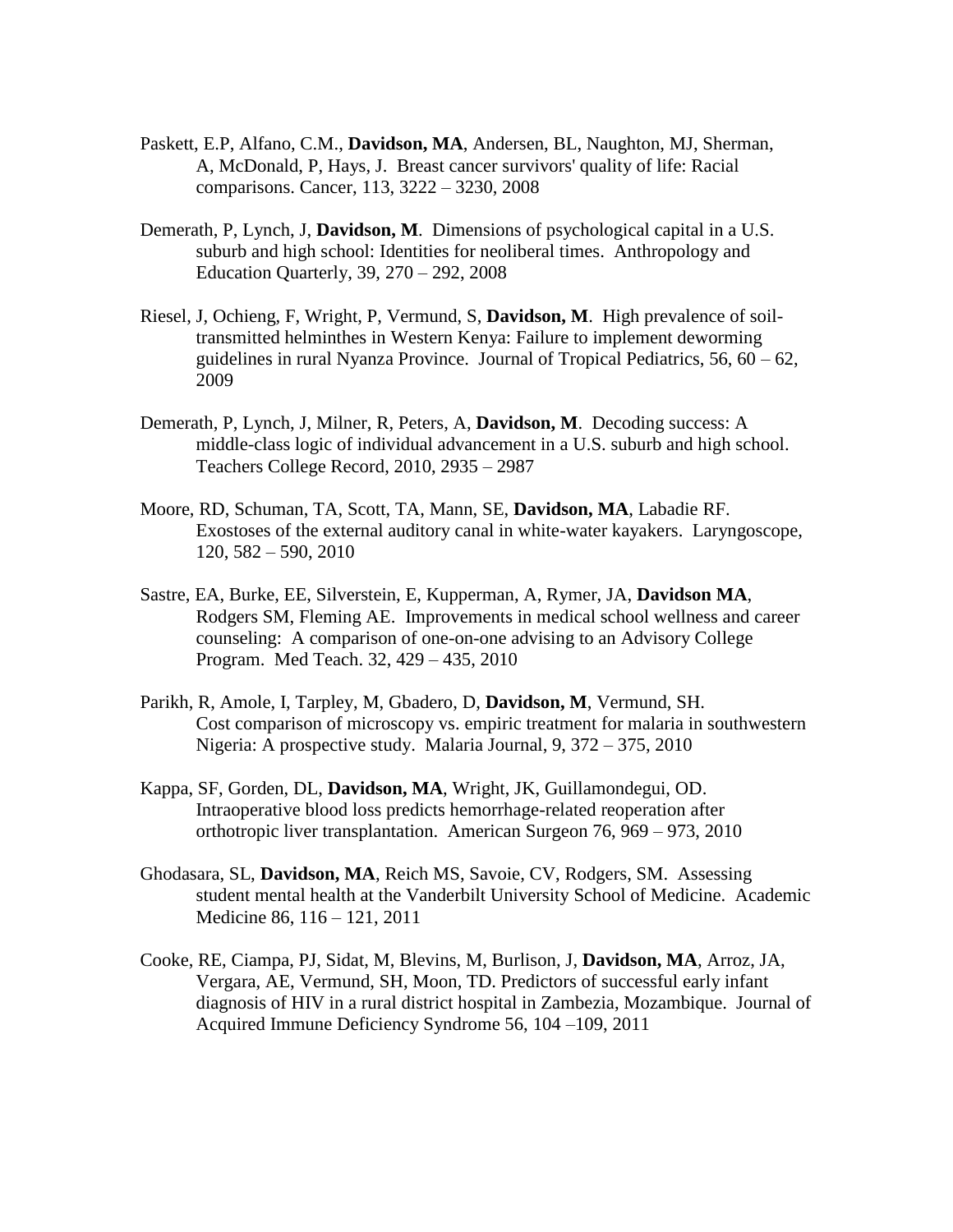Paskett, E.P, Alfano, C.M., **Davidson, MA**, Andersen, BL, Naughton, MJ, Sherman, A, McDonald, P, Hays, J. Breast cancer survivors' quality of life: Racial comparisons. Cancer, 113, 3222 – 3230, 2008

Demerath, P, Lynch, J, **Davidson, M**. Dimensions of psychological capital in a U.S. suburb and high school: Identities for neoliberal times. Anthropology and Education Quarterly, 39, 270 – 292, 2008

Riesel, J, Ochieng, F, Wright, P, Vermund, S, **Davidson, M**. High prevalence of soil-transmitted helminthes in Western Kenya: Failure to implement deworming guidelines in rural Nyanza Province. Journal of Tropical Pediatrics, 56, 60 – 62, 2009

Demerath, P, Lynch, J, Milner, R, Peters, A, **Davidson, M**. Decoding success: A middle-class logic of individual advancement in a U.S. suburb and high school. Teachers College Record, 2010, 2935 – 2987

Moore, RD, Schuman, TA, Scott, TA, Mann, SE, **Davidson, MA**, Labadie RF. Exostoses of the external auditory canal in white-water kayakers. Laryngoscope, 120, 582 – 590, 2010

Sastre, EA, Burke, EE, Silverstein, E, Kupperman, A, Rymer, JA, **Davidson MA**, Rodgers SM, Fleming AE. Improvements in medical school wellness and career counseling: A comparison of one-on-one advising to an Advisory College Program. Med Teach. 32, 429 – 435, 2010

Parikh, R, Amole, I, Tarpley, M, Gbadero, D, **Davidson, M**, Vermund, SH. Cost comparison of microscopy vs. empiric treatment for malaria in southwestern Nigeria: A prospective study. Malaria Journal, 9, 372 – 375, 2010

Kappa, SF, Gorden, DL, **Davidson, MA**, Wright, JK, Guillamondegui, OD. Intraoperative blood loss predicts hemorrhage-related reoperation after orthotropic liver transplantation. American Surgeon 76, 969 – 973, 2010

Ghodasara, SL, **Davidson, MA**, Reich MS, Savoie, CV, Rodgers, SM. Assessing student mental health at the Vanderbilt University School of Medicine. Academic Medicine 86, 116 – 121, 2011

Cooke, RE, Ciampa, PJ, Sidat, M, Blevins, M, Burlison, J, **Davidson, MA**, Arroz, JA, Vergara, AE, Vermund, SH, Moon, TD. Predictors of successful early infant diagnosis of HIV in a rural district hospital in Zambezia, Mozambique. Journal of Acquired Immune Deficiency Syndrome 56, 104 –109, 2011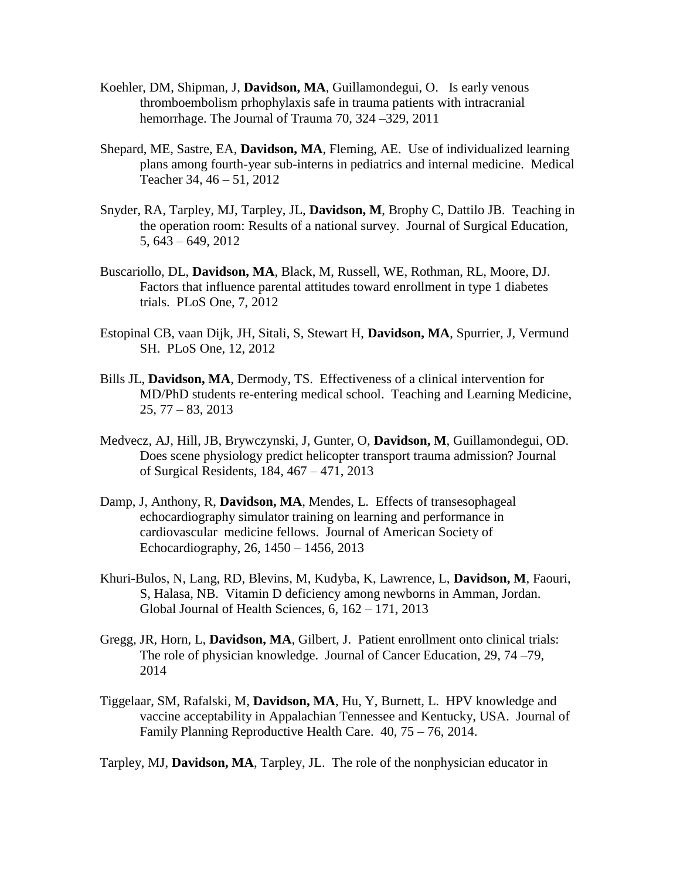Koehler, DM, Shipman, J, **Davidson, MA**, Guillamondegui, O. Is early venous thromboembolism prhophylaxis safe in trauma patients with intracranial hemorrhage. The Journal of Trauma 70, 324 –329, 2011

Shepard, ME, Sastre, EA, **Davidson, MA**, Fleming, AE. Use of individualized learning plans among fourth-year sub-interns in pediatrics and internal medicine. Medical Teacher 34, 46 – 51, 2012

Snyder, RA, Tarpley, MJ, Tarpley, JL, **Davidson, M**, Brophy C, Dattilo JB. Teaching in the operation room: Results of a national survey. Journal of Surgical Education, 5, 643 – 649, 2012

Buscariollo, DL, **Davidson, MA**, Black, M, Russell, WE, Rothman, RL, Moore, DJ. Factors that influence parental attitudes toward enrollment in type 1 diabetes trials. PLoS One, 7, 2012

Estopinal CB, vaan Dijk, JH, Sitali, S, Stewart H, **Davidson, MA**, Spurrier, J, Vermund SH. PLoS One, 12, 2012

Bills JL, **Davidson, MA**, Dermody, TS. Effectiveness of a clinical intervention for MD/PhD students re-entering medical school. Teaching and Learning Medicine, 25, 77 – 83, 2013

Medvecz, AJ, Hill, JB, Brywczynski, J, Gunter, O, **Davidson, M**, Guillamondegui, OD. Does scene physiology predict helicopter transport trauma admission? Journal of Surgical Residents, 184, 467 – 471, 2013

Damp, J, Anthony, R, **Davidson, MA**, Mendes, L. Effects of transesophageal echocardiography simulator training on learning and performance in cardiovascular medicine fellows. Journal of American Society of Echocardiography, 26, 1450 – 1456, 2013

Khuri-Bulos, N, Lang, RD, Blevins, M, Kudyba, K, Lawrence, L, **Davidson, M**, Faouri, S, Halasa, NB. Vitamin D deficiency among newborns in Amman, Jordan. Global Journal of Health Sciences, 6, 162 – 171, 2013

Gregg, JR, Horn, L, **Davidson, MA**, Gilbert, J. Patient enrollment onto clinical trials: The role of physician knowledge. Journal of Cancer Education, 29, 74 –79, 2014

Tiggelaar, SM, Rafalski, M, **Davidson, MA**, Hu, Y, Burnett, L. HPV knowledge and vaccine acceptability in Appalachian Tennessee and Kentucky, USA. Journal of Family Planning Reproductive Health Care. 40, 75 – 76, 2014.

Tarpley, MJ, **Davidson, MA**, Tarpley, JL. The role of the nonphysician educator in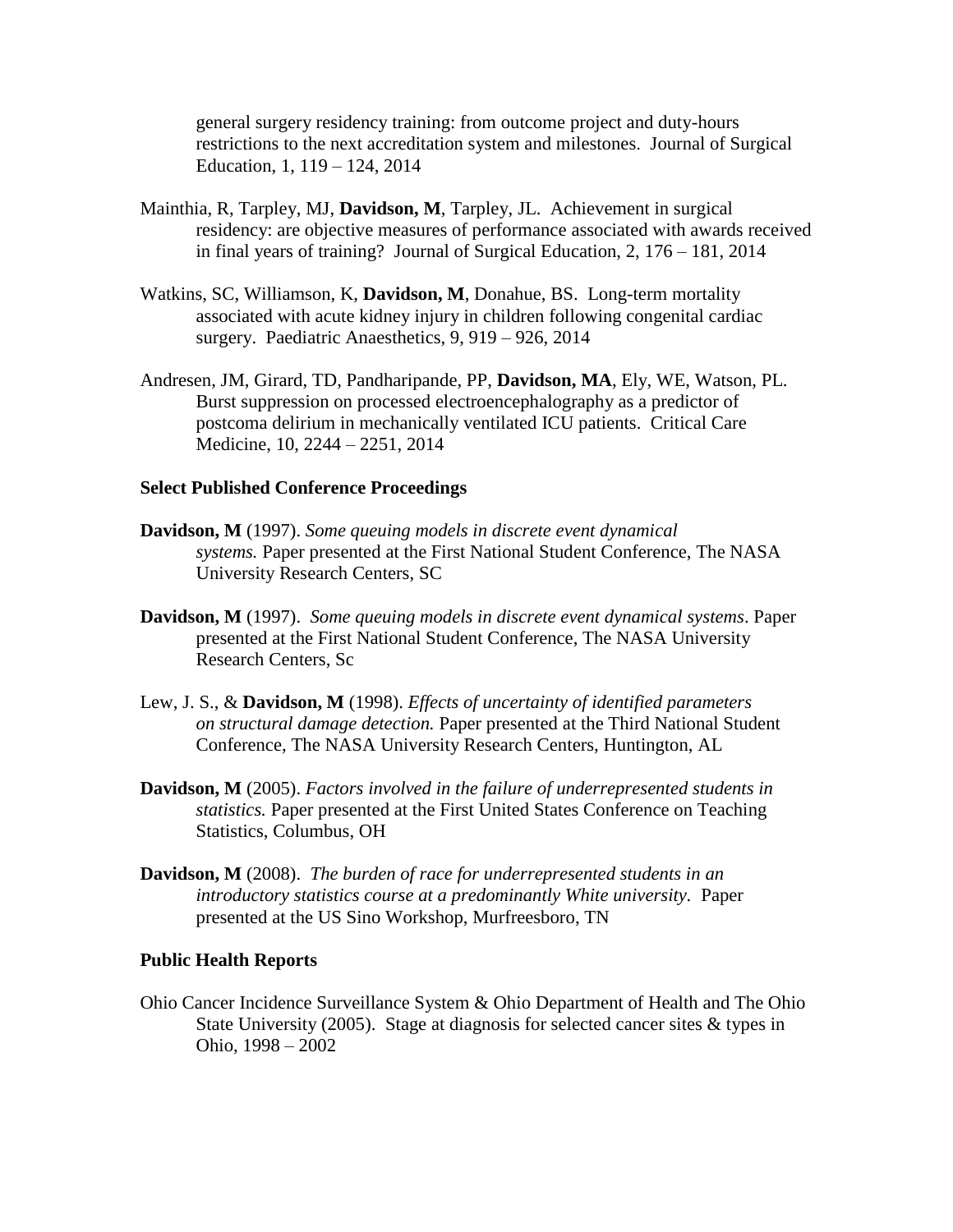general surgery residency training: from outcome project and duty-hours restrictions to the next accreditation system and milestones. Journal of Surgical Education, 1, 119 – 124, 2014

Mainthia, R, Tarpley, MJ, **Davidson, M**, Tarpley, JL. Achievement in surgical residency: are objective measures of performance associated with awards received in final years of training? Journal of Surgical Education, 2, 176 – 181, 2014

Watkins, SC, Williamson, K, **Davidson, M**, Donahue, BS. Long-term mortality associated with acute kidney injury in children following congenital cardiac surgery. Paediatric Anaesthetics, 9, 919 – 926, 2014

Andresen, JM, Girard, TD, Pandharipande, PP, **Davidson, MA**, Ely, WE, Watson, PL. Burst suppression on processed electroencephalography as a predictor of postcoma delirium in mechanically ventilated ICU patients. Critical Care Medicine, 10, 2244 – 2251, 2014

### Select Published Conference Proceedings

**Davidson, M** (1997). *Some queuing models in discrete event dynamical systems.* Paper presented at the First National Student Conference, The NASA University Research Centers, SC

**Davidson, M** (1997). *Some queuing models in discrete event dynamical systems*. Paper presented at the First National Student Conference, The NASA University Research Centers, Sc

Lew, J. S., & **Davidson, M** (1998). *Effects of uncertainty of identified parameters on structural damage detection.* Paper presented at the Third National Student Conference, The NASA University Research Centers, Huntington, AL

**Davidson, M** (2005). *Factors involved in the failure of underrepresented students in statistics.* Paper presented at the First United States Conference on Teaching Statistics, Columbus, OH

**Davidson, M** (2008). *The burden of race for underrepresented students in an introductory statistics course at a predominantly White university*. Paper presented at the US Sino Workshop, Murfreesboro, TN

### Public Health Reports

Ohio Cancer Incidence Surveillance System & Ohio Department of Health and The Ohio State University (2005). Stage at diagnosis for selected cancer sites & types in Ohio, 1998 – 2002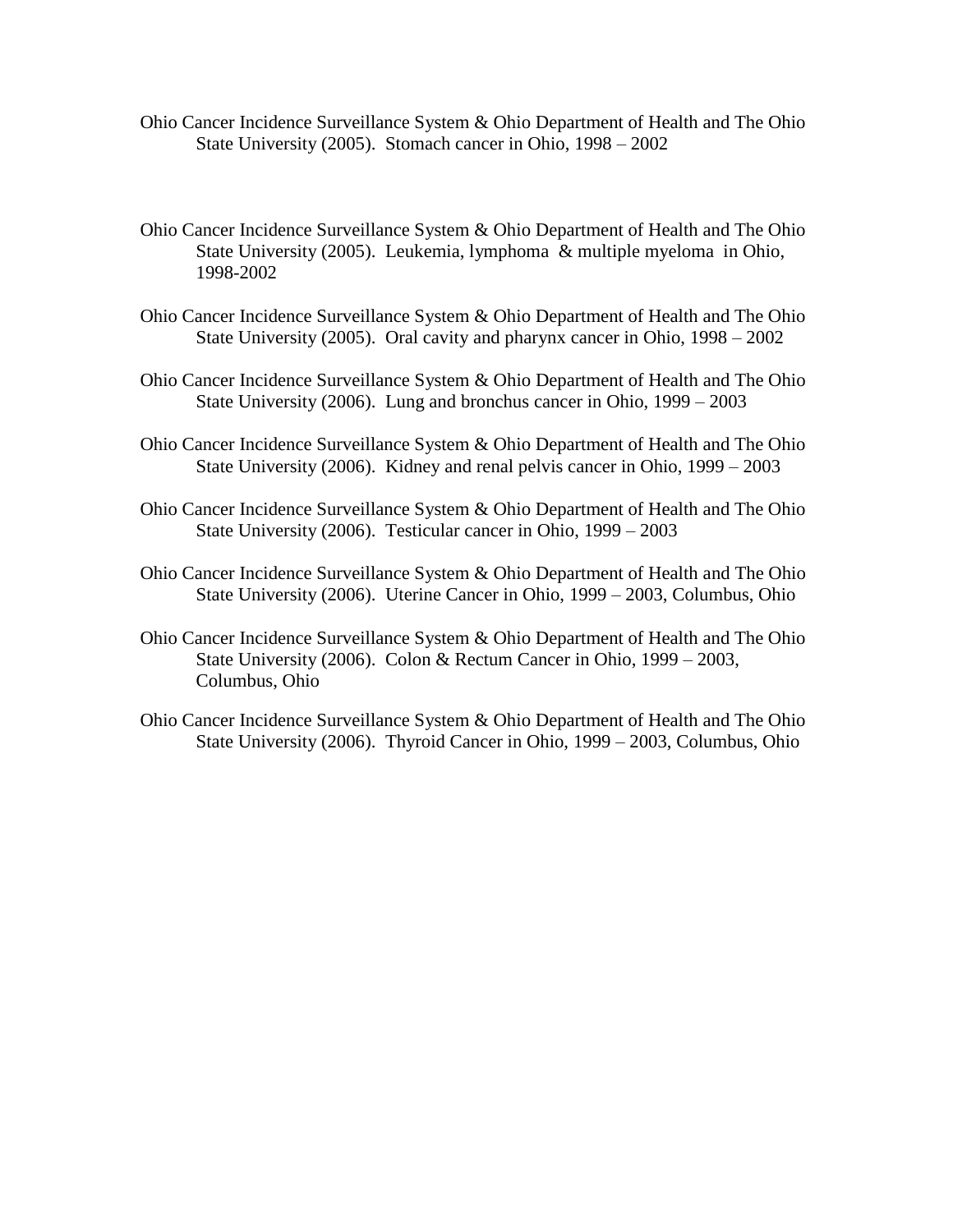Ohio Cancer Incidence Surveillance System & Ohio Department of Health and The Ohio State University (2005). Stomach cancer in Ohio, 1998 – 2002

Ohio Cancer Incidence Surveillance System & Ohio Department of Health and The Ohio State University (2005). Leukemia, lymphoma & multiple myeloma in Ohio, 1998-2002

Ohio Cancer Incidence Surveillance System & Ohio Department of Health and The Ohio State University (2005). Oral cavity and pharynx cancer in Ohio, 1998 – 2002

Ohio Cancer Incidence Surveillance System & Ohio Department of Health and The Ohio State University (2006). Lung and bronchus cancer in Ohio, 1999 – 2003

Ohio Cancer Incidence Surveillance System & Ohio Department of Health and The Ohio State University (2006). Kidney and renal pelvis cancer in Ohio, 1999 – 2003

Ohio Cancer Incidence Surveillance System & Ohio Department of Health and The Ohio State University (2006). Testicular cancer in Ohio, 1999 – 2003

Ohio Cancer Incidence Surveillance System & Ohio Department of Health and The Ohio State University (2006). Uterine Cancer in Ohio, 1999 – 2003, Columbus, Ohio

Ohio Cancer Incidence Surveillance System & Ohio Department of Health and The Ohio State University (2006). Colon & Rectum Cancer in Ohio, 1999 – 2003, Columbus, Ohio

Ohio Cancer Incidence Surveillance System & Ohio Department of Health and The Ohio State University (2006). Thyroid Cancer in Ohio, 1999 – 2003, Columbus, Ohio